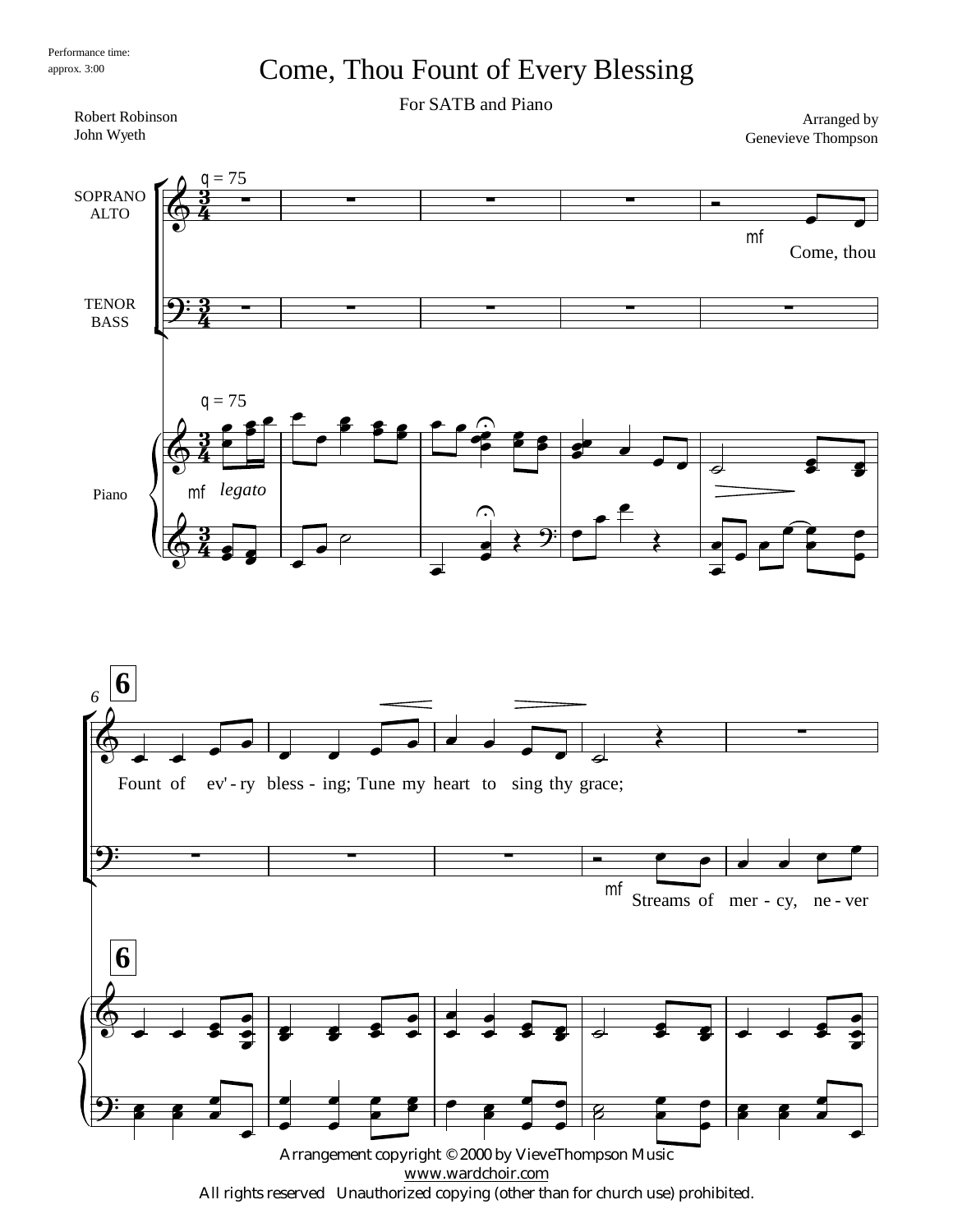Performance time:
approx. 3:00

# Come, Thou Fount of Every Blessing

For SATB and Piano

Robert Robinson
John Wyeth

Arranged by
Genevieve Thompson

Arrangement copyright © 2000 by VieveThompson Music
www.wardchoir.com
All rights reserved Unauthorized copying (other than for church use) prohibited.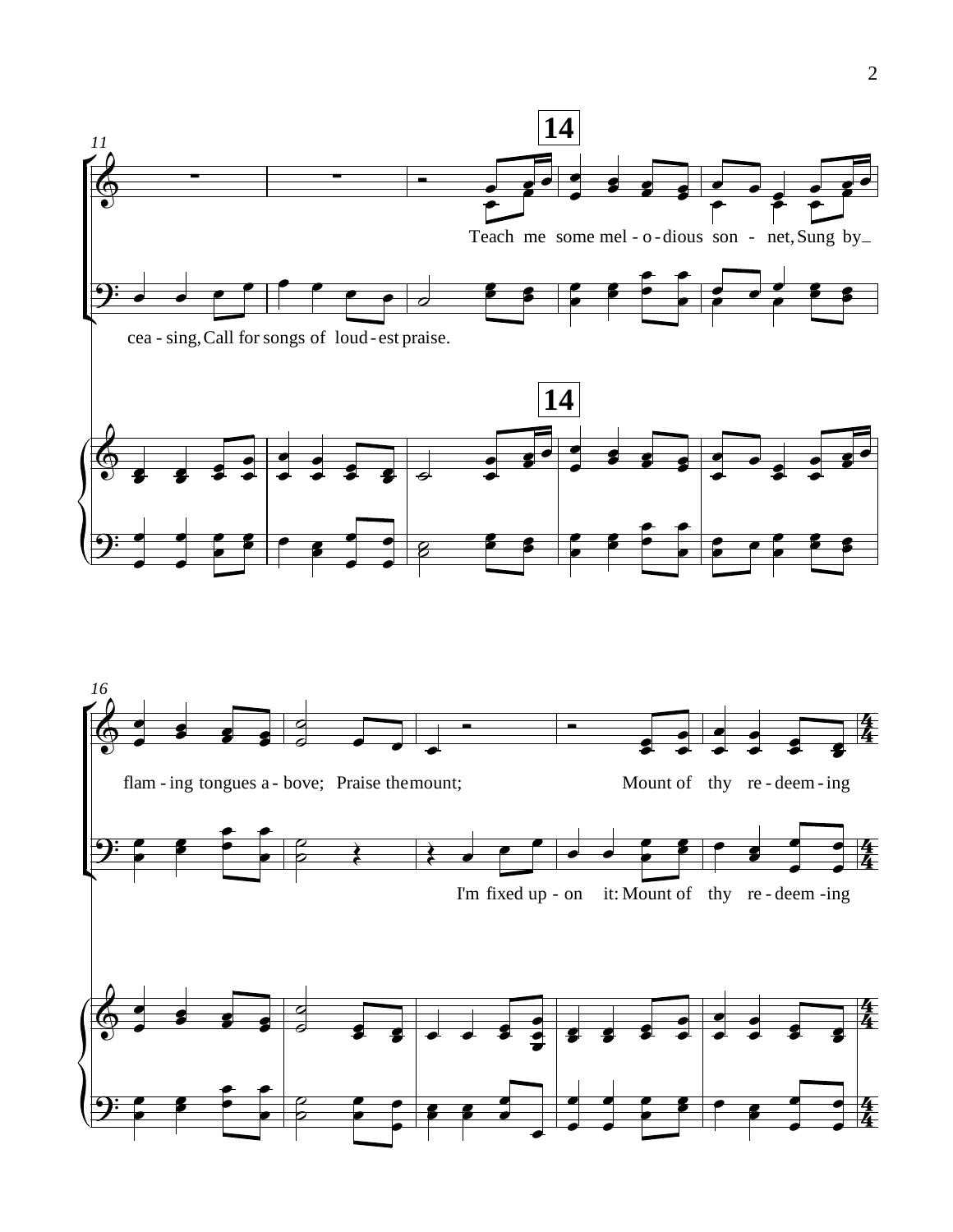11

**14**

Teach me some mel - o - dious son - net, Sung by_

cea - sing, Call for songs of loud - est praise.

**14**

16

flam - ing tongues a - bove; Praise the mount; Mount of thy re - deem - ing

I'm fixed up - on it: Mount of thy re - deem - ing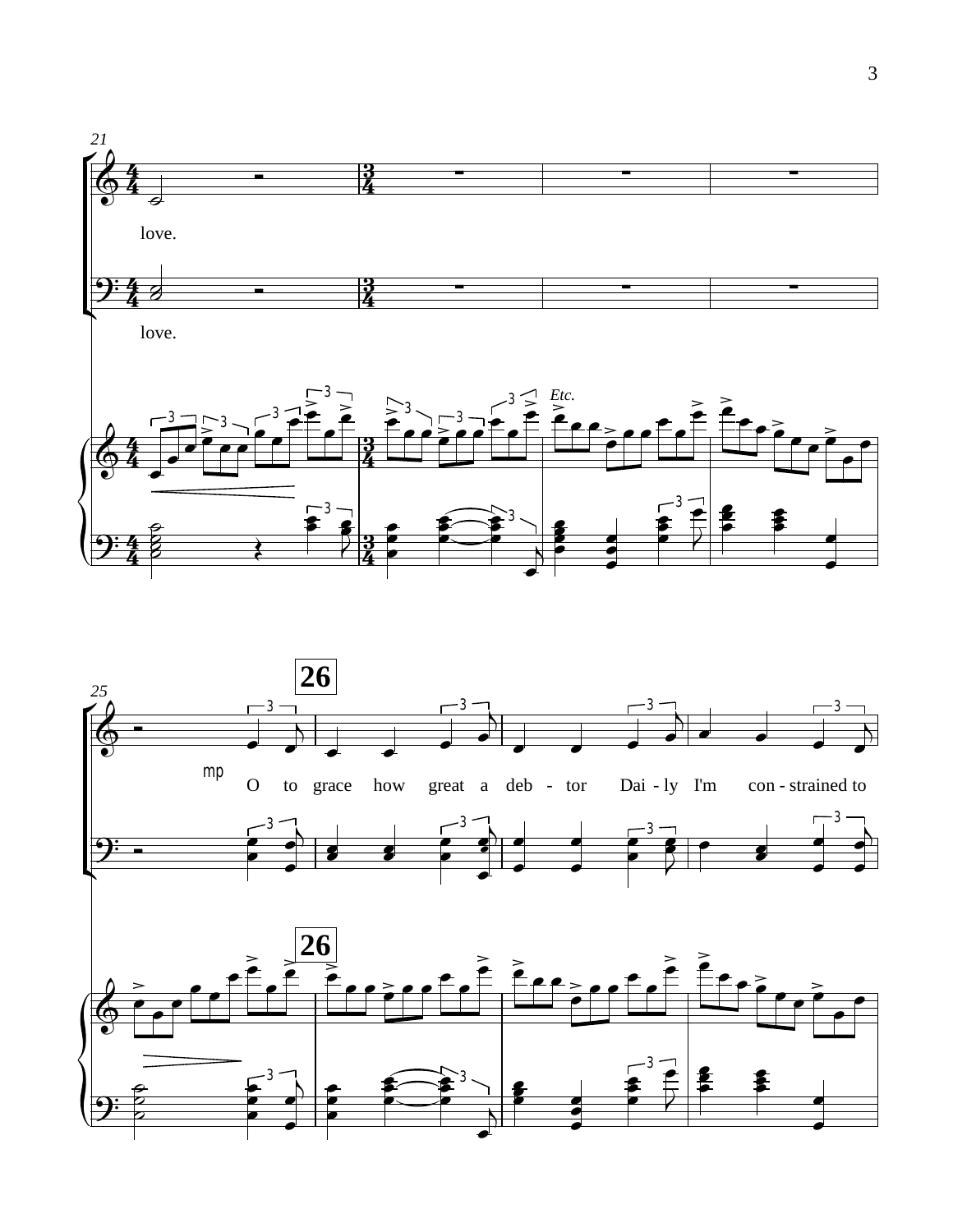love.

love.

*Etc.*

26

mp

O to grace how great a deb - tor Dai - ly I'm con - strained to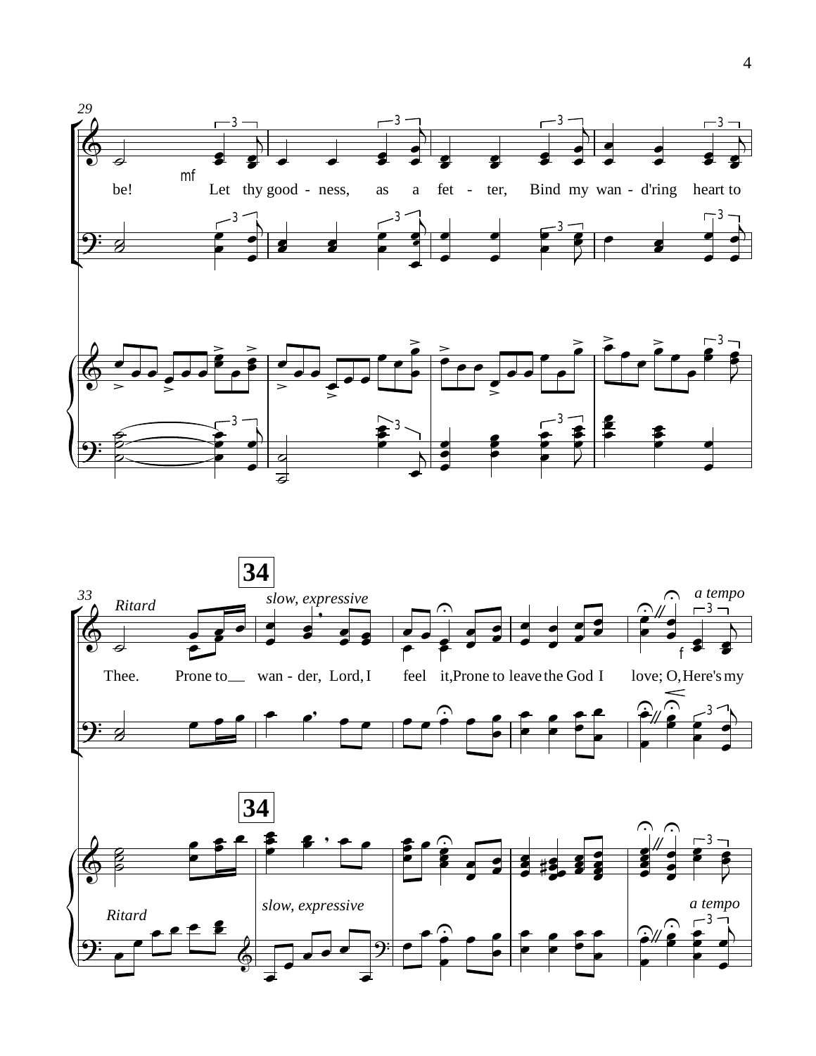29

mf

be! Let thy good - ness, as a fet - ter, Bind my wan - d'ring heart to

33 Ritard

**34**

slow, expressive

a tempo

f

Thee. Prone to__ wan - der, Lord, I feel it, Prone to leave the God I love; O, Here's my

**34**

Ritard

slow, expressive

a tempo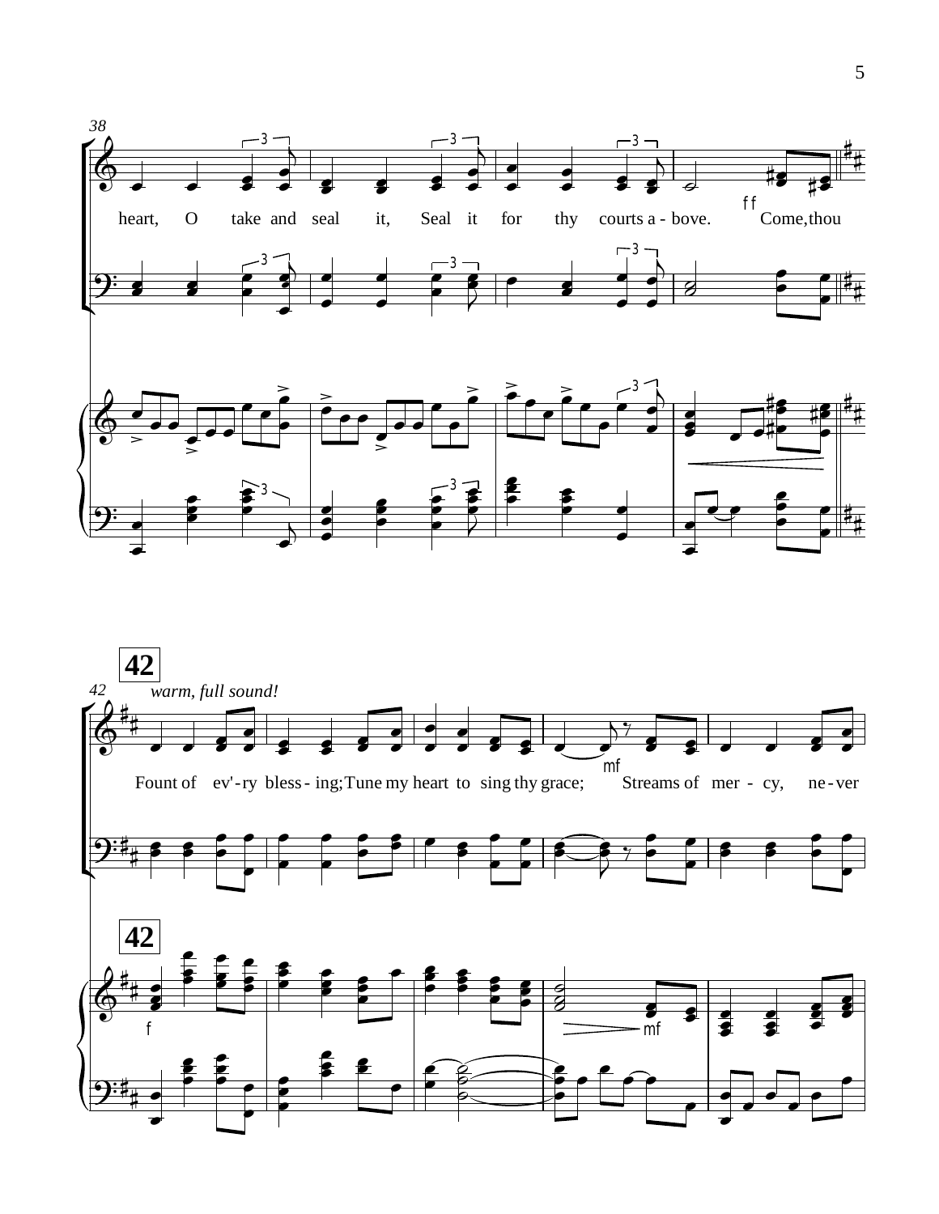38

heart, O take and seal it, Seal it for thy courts a - bove. Come, thou

ff

42

*warm, full sound!*

Fount of ev'-ry bless - ing; Tune my heart to sing thy grace; Streams of mer - cy, ne - ver

mf

f

mf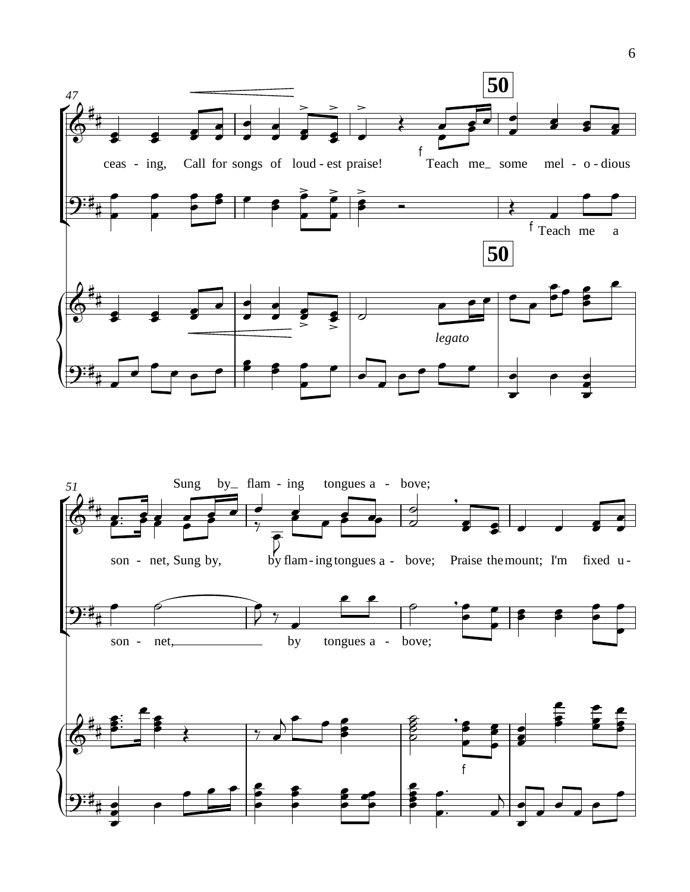ceas - ing, Call for songs of loud - est praise! Teach me some mel - o - dious

Teach me a

**50**

*legato*

Sung by flam - ing tongues a - bove;

son - net, Sung by, by flam - ing tongues a - bove; Praise the mount; I'm fixed u -

son - net, by tongues a - bove;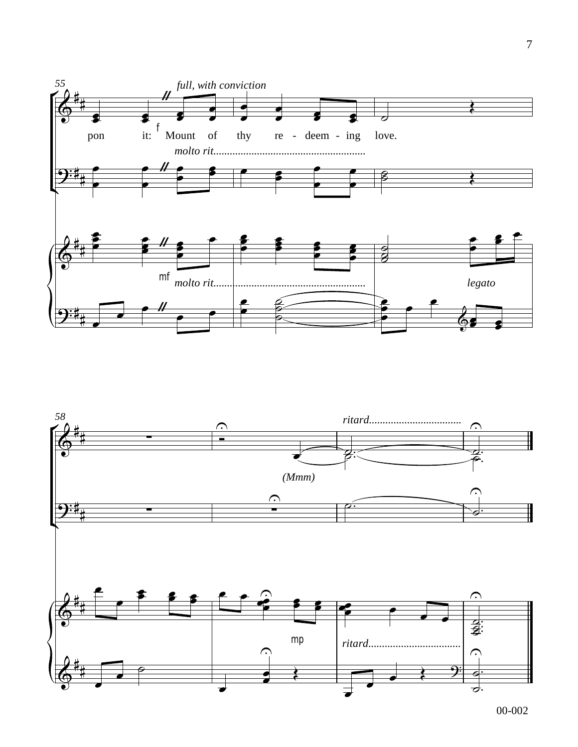55

*full, with conviction*

pon it: Mount of thy re - deem - ing love.

f

*molto rit.*.......................................................

mf

*molto rit.*.......................................................

*legato*

58

*ritard.*.................................

(Mmm)

mp

*ritard.*.................................